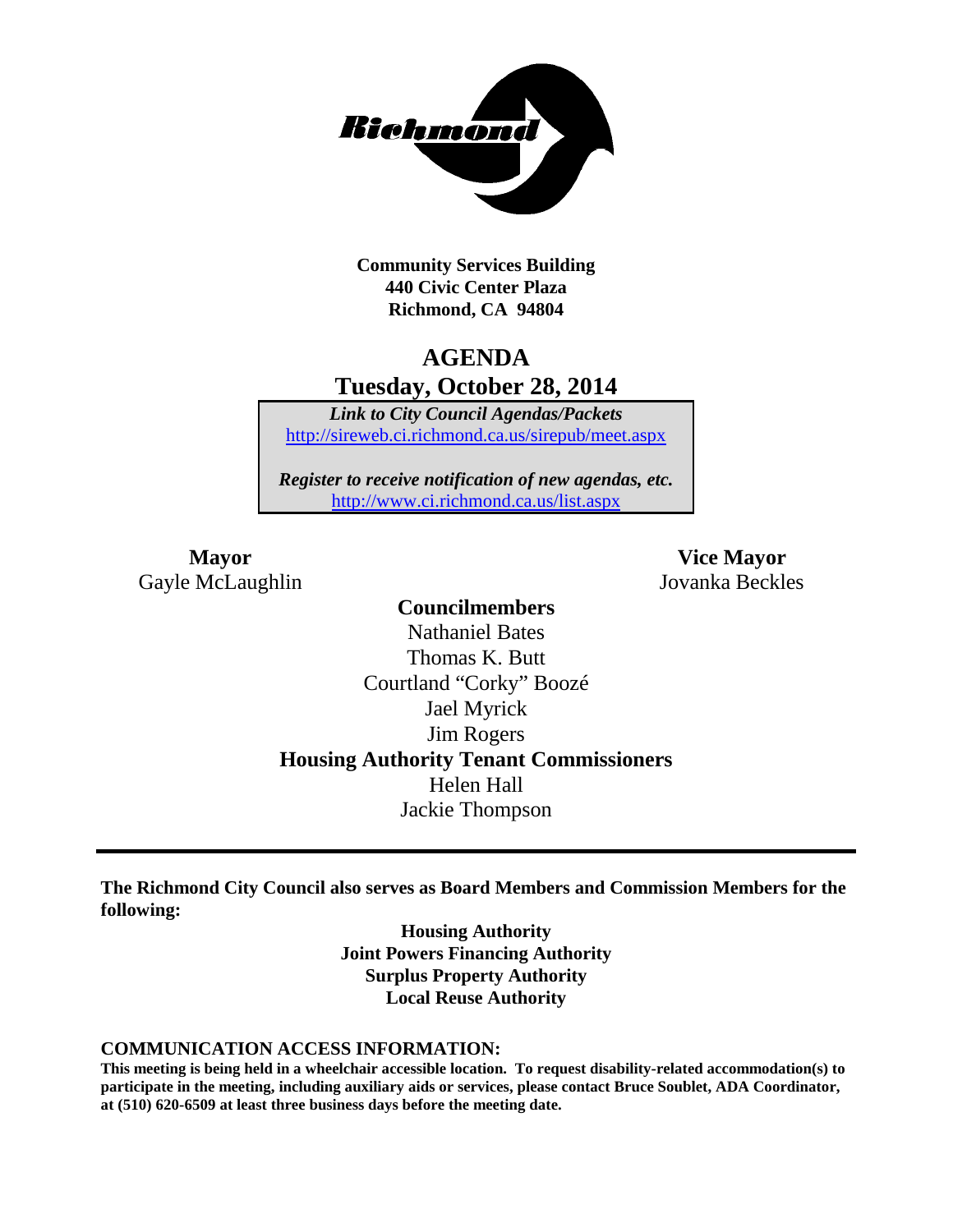**Community Services Building**
**440 Civic Center Plaza**
**Richmond, CA 94804**

# AGENDA
## Tuesday, October 28, 2014

***Link to City Council Agendas/Packets***
http://sireweb.ci.richmond.ca.us/sirepub/meet.aspx

***Register to receive notification of new agendas, etc.***
http://www.ci.richmond.ca.us/list.aspx

**Mayor**
Gayle McLaughlin

**Vice Mayor**
Jovanka Beckles

**Councilmembers**
Nathaniel Bates
Thomas K. Butt
Courtland "Corky" Boozé
Jael Myrick
Jim Rogers

**Housing Authority Tenant Commissioners**
Helen Hall
Jackie Thompson

---

**The Richmond City Council also serves as Board Members and Commission Members for the following:**

**Housing Authority**
**Joint Powers Financing Authority**
**Surplus Property Authority**
**Local Reuse Authority**

**COMMUNICATION ACCESS INFORMATION:**

**This meeting is being held in a wheelchair accessible location. To request disability-related accommodation(s) to participate in the meeting, including auxiliary aids or services, please contact Bruce Soublet, ADA Coordinator, at (510) 620-6509 at least three business days before the meeting date.**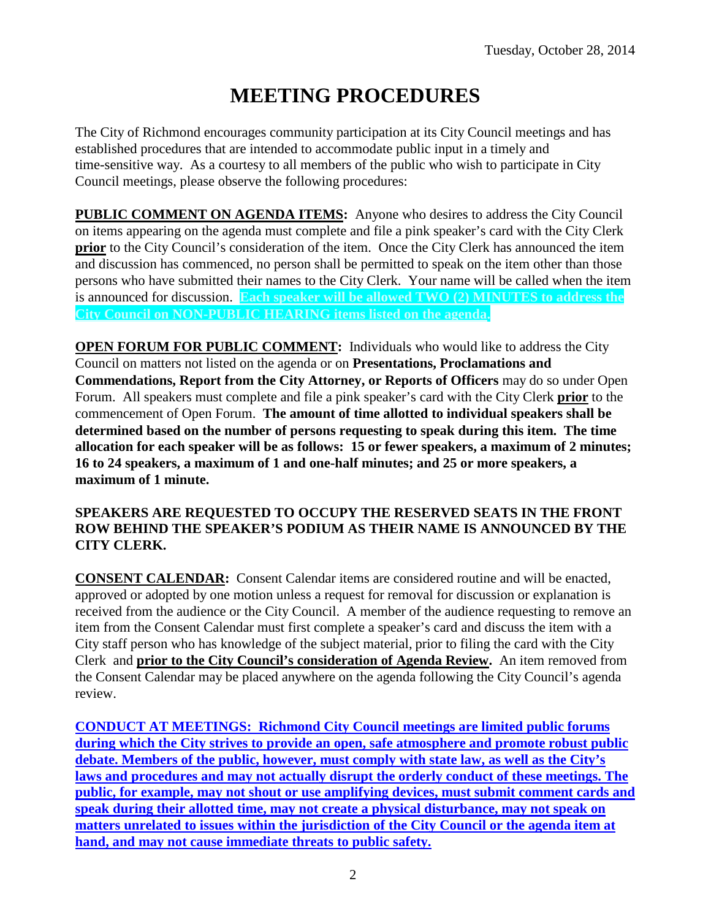Tuesday, October 28, 2014

# MEETING PROCEDURES

The City of Richmond encourages community participation at its City Council meetings and has established procedures that are intended to accommodate public input in a timely and time-sensitive way. As a courtesy to all members of the public who wish to participate in City Council meetings, please observe the following procedures:

**PUBLIC COMMENT ON AGENDA ITEMS:** Anyone who desires to address the City Council on items appearing on the agenda must complete and file a pink speaker's card with the City Clerk **prior** to the City Council's consideration of the item. Once the City Clerk has announced the item and discussion has commenced, no person shall be permitted to speak on the item other than those persons who have submitted their names to the City Clerk. Your name will be called when the item is announced for discussion. **Each speaker will be allowed TWO (2) MINUTES to address the City Council on NON-PUBLIC HEARING items listed on the agenda.**

**OPEN FORUM FOR PUBLIC COMMENT:** Individuals who would like to address the City Council on matters not listed on the agenda or on **Presentations, Proclamations and Commendations, Report from the City Attorney, or Reports of Officers** may do so under Open Forum. All speakers must complete and file a pink speaker's card with the City Clerk **prior** to the commencement of Open Forum. **The amount of time allotted to individual speakers shall be determined based on the number of persons requesting to speak during this item. The time allocation for each speaker will be as follows: 15 or fewer speakers, a maximum of 2 minutes; 16 to 24 speakers, a maximum of 1 and one-half minutes; and 25 or more speakers, a maximum of 1 minute.**

**SPEAKERS ARE REQUESTED TO OCCUPY THE RESERVED SEATS IN THE FRONT ROW BEHIND THE SPEAKER'S PODIUM AS THEIR NAME IS ANNOUNCED BY THE CITY CLERK.**

**CONSENT CALENDAR:** Consent Calendar items are considered routine and will be enacted, approved or adopted by one motion unless a request for removal for discussion or explanation is received from the audience or the City Council. A member of the audience requesting to remove an item from the Consent Calendar must first complete a speaker's card and discuss the item with a City staff person who has knowledge of the subject material, prior to filing the card with the City Clerk and **prior to the City Council's consideration of Agenda Review.** An item removed from the Consent Calendar may be placed anywhere on the agenda following the City Council's agenda review.

**CONDUCT AT MEETINGS: Richmond City Council meetings are limited public forums during which the City strives to provide an open, safe atmosphere and promote robust public debate. Members of the public, however, must comply with state law, as well as the City's laws and procedures and may not actually disrupt the orderly conduct of these meetings. The public, for example, may not shout or use amplifying devices, must submit comment cards and speak during their allotted time, may not create a physical disturbance, may not speak on matters unrelated to issues within the jurisdiction of the City Council or the agenda item at hand, and may not cause immediate threats to public safety.**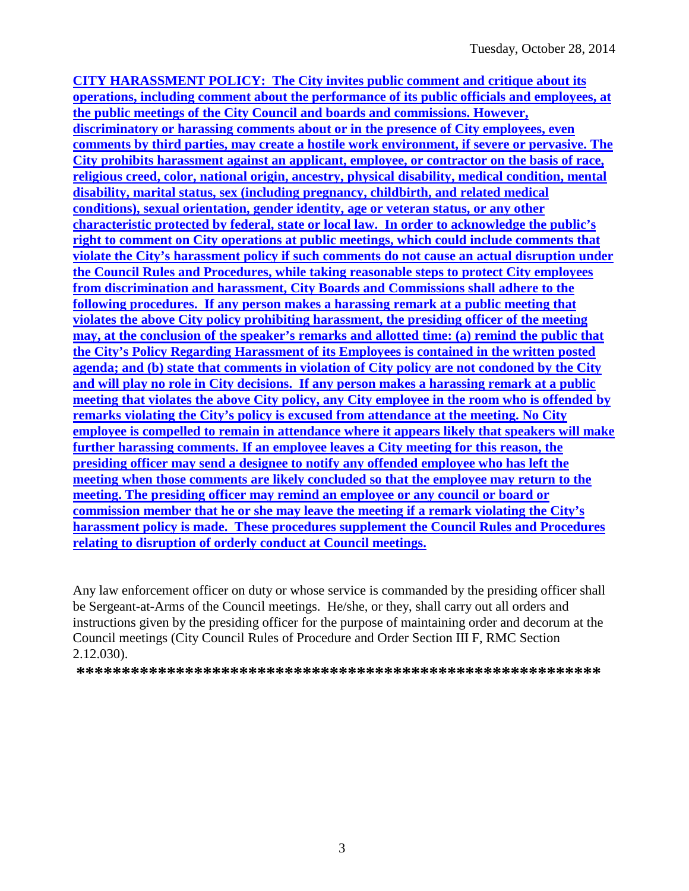**CITY HARASSMENT POLICY: The City invites public comment and critique about its operations, including comment about the performance of its public officials and employees, at the public meetings of the City Council and boards and commissions. However, discriminatory or harassing comments about or in the presence of City employees, even comments by third parties, may create a hostile work environment, if severe or pervasive. The City prohibits harassment against an applicant, employee, or contractor on the basis of race, religious creed, color, national origin, ancestry, physical disability, medical condition, mental disability, marital status, sex (including pregnancy, childbirth, and related medical conditions), sexual orientation, gender identity, age or veteran status, or any other characteristic protected by federal, state or local law. In order to acknowledge the public's right to comment on City operations at public meetings, which could include comments that violate the City's harassment policy if such comments do not cause an actual disruption under the Council Rules and Procedures, while taking reasonable steps to protect City employees from discrimination and harassment, City Boards and Commissions shall adhere to the following procedures. If any person makes a harassing remark at a public meeting that violates the above City policy prohibiting harassment, the presiding officer of the meeting may, at the conclusion of the speaker's remarks and allotted time: (a) remind the public that the City's Policy Regarding Harassment of its Employees is contained in the written posted agenda; and (b) state that comments in violation of City policy are not condoned by the City and will play no role in City decisions. If any person makes a harassing remark at a public meeting that violates the above City policy, any City employee in the room who is offended by remarks violating the City's policy is excused from attendance at the meeting. No City employee is compelled to remain in attendance where it appears likely that speakers will make further harassing comments. If an employee leaves a City meeting for this reason, the presiding officer may send a designee to notify any offended employee who has left the meeting when those comments are likely concluded so that the employee may return to the meeting. The presiding officer may remind an employee or any council or board or commission member that he or she may leave the meeting if a remark violating the City's harassment policy is made. These procedures supplement the Council Rules and Procedures relating to disruption of orderly conduct at Council meetings.**

Any law enforcement officer on duty or whose service is commanded by the presiding officer shall be Sergeant-at-Arms of the Council meetings. He/she, or they, shall carry out all orders and instructions given by the presiding officer for the purpose of maintaining order and decorum at the Council meetings (City Council Rules of Procedure and Order Section III F, RMC Section 2.12.030).

**\*\*\*\*\*\*\*\*\*\*\*\*\*\*\*\*\*\*\*\*\*\*\*\*\*\*\*\*\*\*\*\*\*\*\*\*\*\*\*\*\*\*\*\*\*\*\*\*\*\*\*\*\*\*\*\*\*\*\*\*\***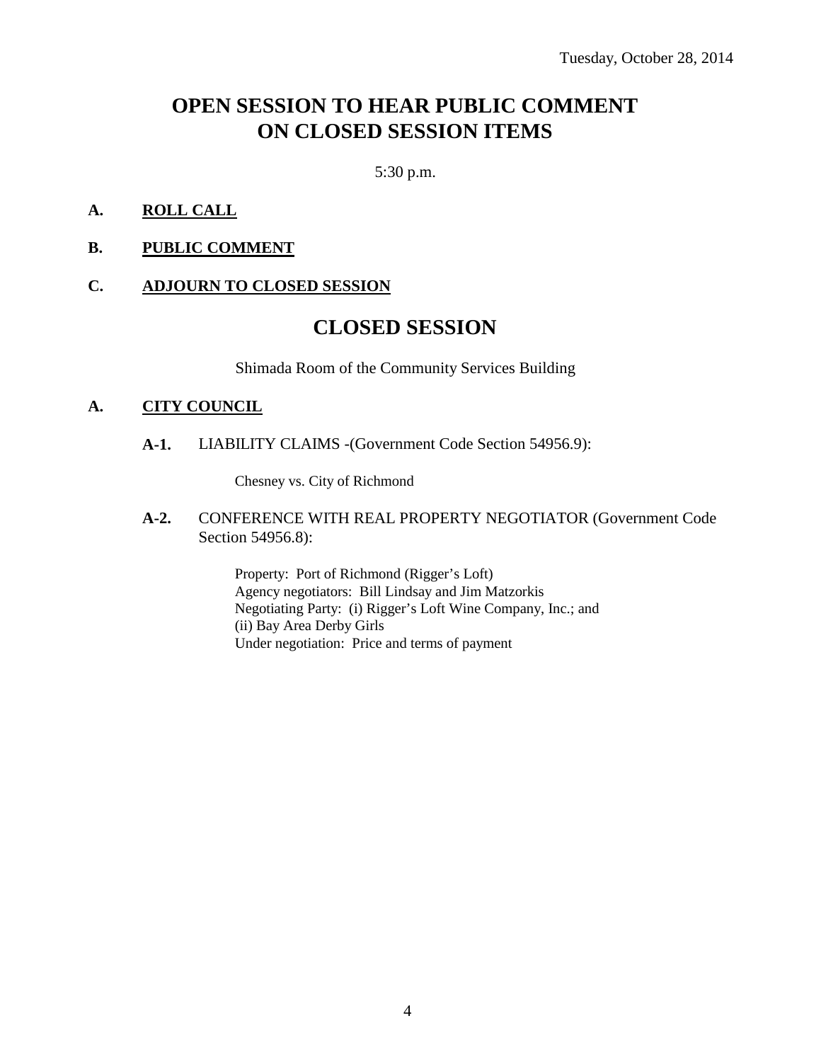Tuesday, October 28, 2014

# OPEN SESSION TO HEAR PUBLIC COMMENT ON CLOSED SESSION ITEMS

5:30 p.m.

**A. ROLL CALL**

**B. PUBLIC COMMENT**

**C. ADJOURN TO CLOSED SESSION**

# CLOSED SESSION

Shimada Room of the Community Services Building

**A. CITY COUNCIL**

**A-1.** LIABILITY CLAIMS -(Government Code Section 54956.9):

Chesney vs. City of Richmond

**A-2.** CONFERENCE WITH REAL PROPERTY NEGOTIATOR (Government Code Section 54956.8):

Property: Port of Richmond (Rigger's Loft)
Agency negotiators: Bill Lindsay and Jim Matzorkis
Negotiating Party: (i) Rigger's Loft Wine Company, Inc.; and
(ii) Bay Area Derby Girls
Under negotiation: Price and terms of payment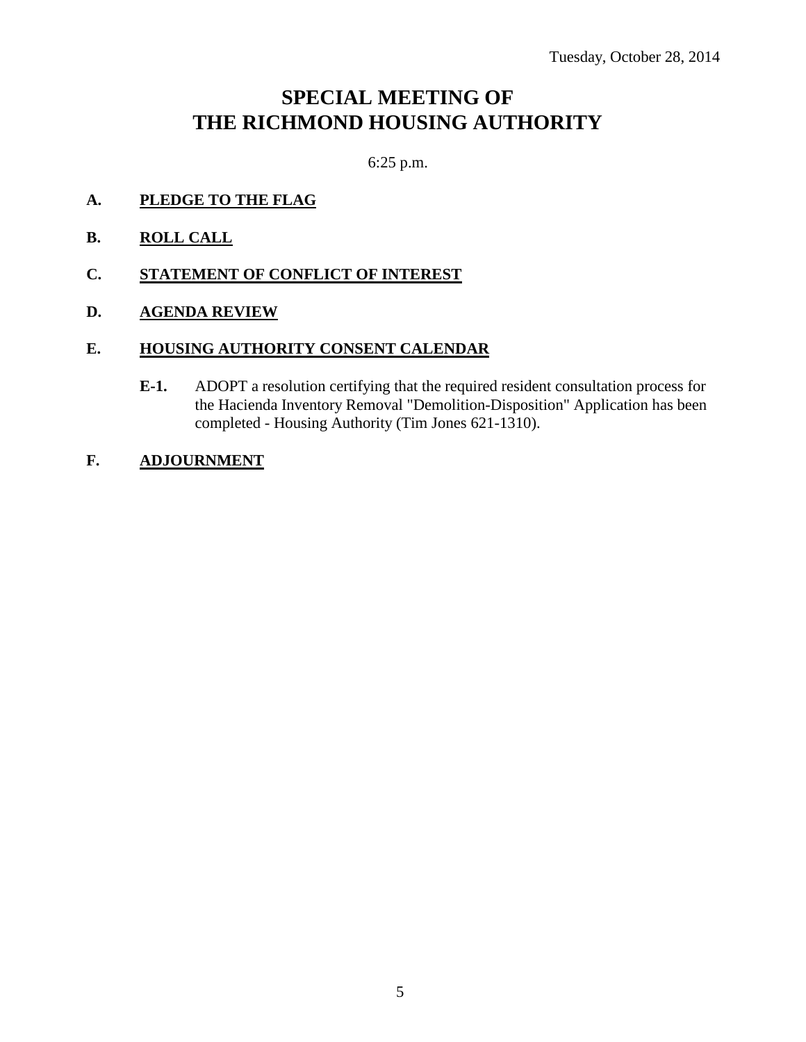Tuesday, October 28, 2014

# SPECIAL MEETING OF THE RICHMOND HOUSING AUTHORITY

6:25 p.m.

**A. PLEDGE TO THE FLAG**

**B. ROLL CALL**

**C. STATEMENT OF CONFLICT OF INTEREST**

**D. AGENDA REVIEW**

**E. HOUSING AUTHORITY CONSENT CALENDAR**

**E-1.** ADOPT a resolution certifying that the required resident consultation process for the Hacienda Inventory Removal "Demolition-Disposition" Application has been completed - Housing Authority (Tim Jones 621-1310).

**F. ADJOURNMENT**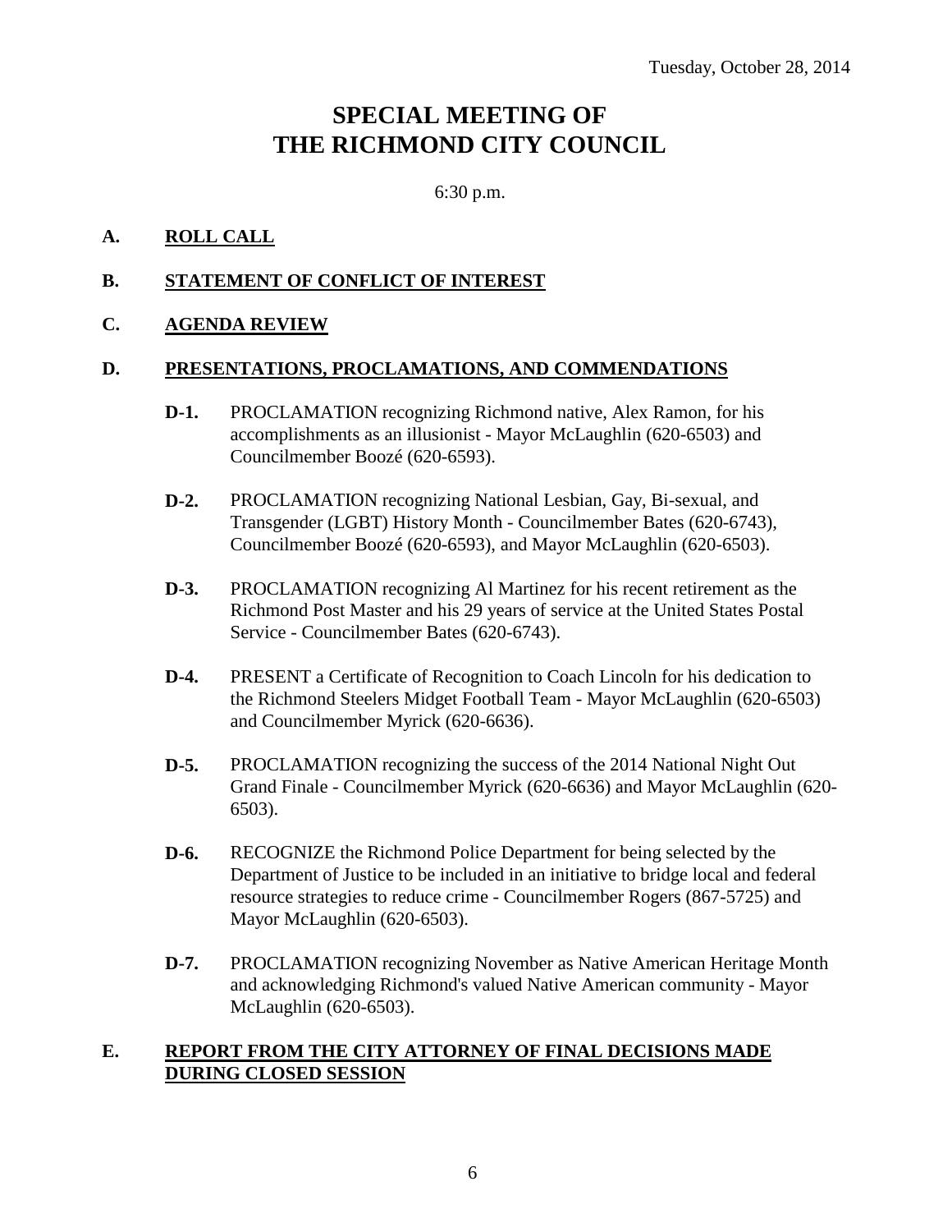Tuesday, October 28, 2014

# SPECIAL MEETING OF THE RICHMOND CITY COUNCIL

6:30 p.m.

## A. ROLL CALL

## B. STATEMENT OF CONFLICT OF INTEREST

## C. AGENDA REVIEW

## D. PRESENTATIONS, PROCLAMATIONS, AND COMMENDATIONS

**D-1.** PROCLAMATION recognizing Richmond native, Alex Ramon, for his accomplishments as an illusionist - Mayor McLaughlin (620-6503) and Councilmember Boozé (620-6593).

**D-2.** PROCLAMATION recognizing National Lesbian, Gay, Bi-sexual, and Transgender (LGBT) History Month - Councilmember Bates (620-6743), Councilmember Boozé (620-6593), and Mayor McLaughlin (620-6503).

**D-3.** PROCLAMATION recognizing Al Martinez for his recent retirement as the Richmond Post Master and his 29 years of service at the United States Postal Service - Councilmember Bates (620-6743).

**D-4.** PRESENT a Certificate of Recognition to Coach Lincoln for his dedication to the Richmond Steelers Midget Football Team - Mayor McLaughlin (620-6503) and Councilmember Myrick (620-6636).

**D-5.** PROCLAMATION recognizing the success of the 2014 National Night Out Grand Finale - Councilmember Myrick (620-6636) and Mayor McLaughlin (620-6503).

**D-6.** RECOGNIZE the Richmond Police Department for being selected by the Department of Justice to be included in an initiative to bridge local and federal resource strategies to reduce crime - Councilmember Rogers (867-5725) and Mayor McLaughlin (620-6503).

**D-7.** PROCLAMATION recognizing November as Native American Heritage Month and acknowledging Richmond's valued Native American community - Mayor McLaughlin (620-6503).

## E. REPORT FROM THE CITY ATTORNEY OF FINAL DECISIONS MADE DURING CLOSED SESSION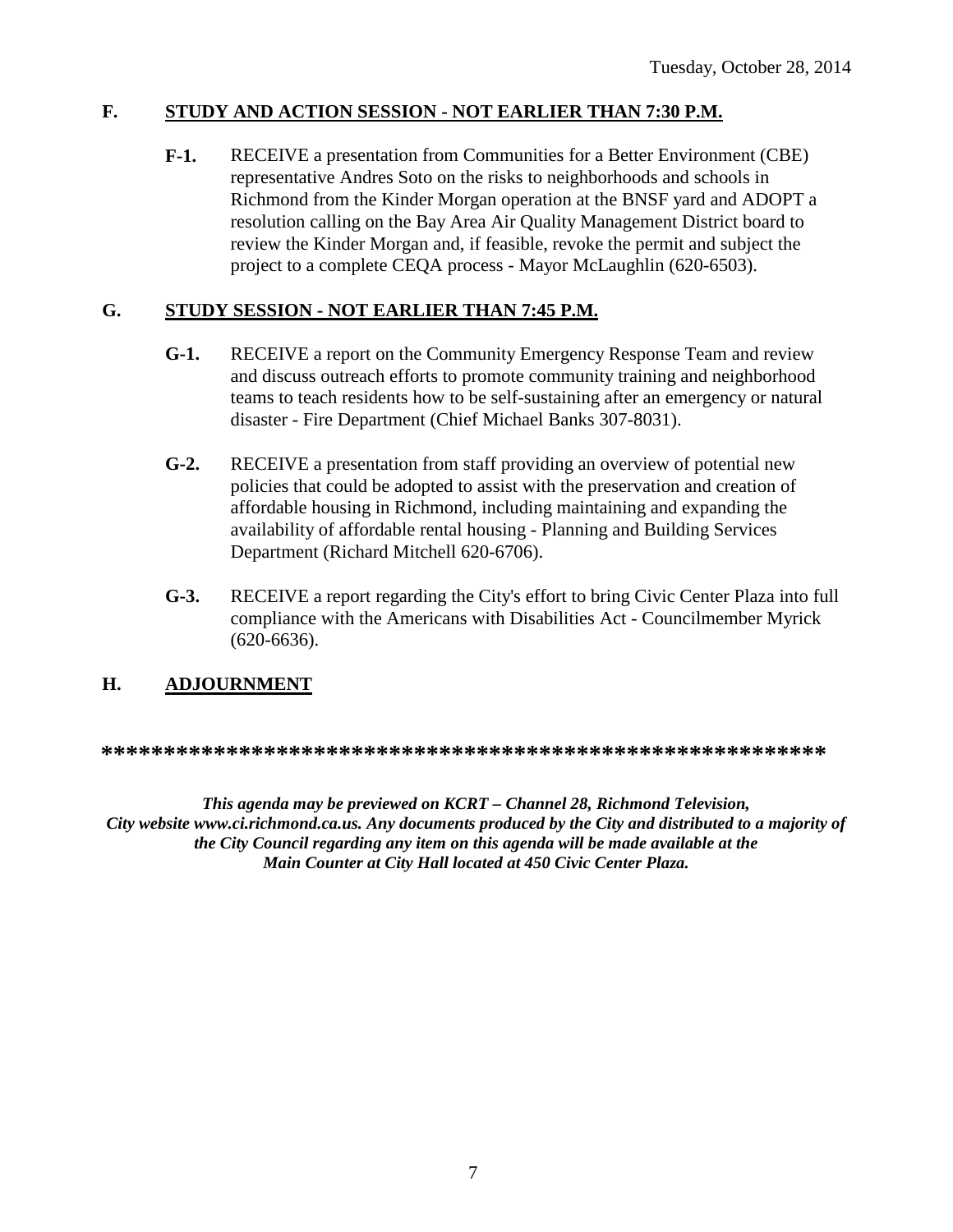## F. STUDY AND ACTION SESSION - NOT EARLIER THAN 7:30 P.M.

**F-1.** RECEIVE a presentation from Communities for a Better Environment (CBE) representative Andres Soto on the risks to neighborhoods and schools in Richmond from the Kinder Morgan operation at the BNSF yard and ADOPT a resolution calling on the Bay Area Air Quality Management District board to review the Kinder Morgan and, if feasible, revoke the permit and subject the project to a complete CEQA process - Mayor McLaughlin (620-6503).

## G. STUDY SESSION - NOT EARLIER THAN 7:45 P.M.

**G-1.** RECEIVE a report on the Community Emergency Response Team and review and discuss outreach efforts to promote community training and neighborhood teams to teach residents how to be self-sustaining after an emergency or natural disaster - Fire Department (Chief Michael Banks 307-8031).

**G-2.** RECEIVE a presentation from staff providing an overview of potential new policies that could be adopted to assist with the preservation and creation of affordable housing in Richmond, including maintaining and expanding the availability of affordable rental housing - Planning and Building Services Department (Richard Mitchell 620-6706).

**G-3.** RECEIVE a report regarding the City's effort to bring Civic Center Plaza into full compliance with the Americans with Disabilities Act - Councilmember Myrick (620-6636).

## H. ADJOURNMENT

**********************************************************

***This agenda may be previewed on KCRT – Channel 28, Richmond Television, City website www.ci.richmond.ca.us. Any documents produced by the City and distributed to a majority of the City Council regarding any item on this agenda will be made available at the Main Counter at City Hall located at 450 Civic Center Plaza.***